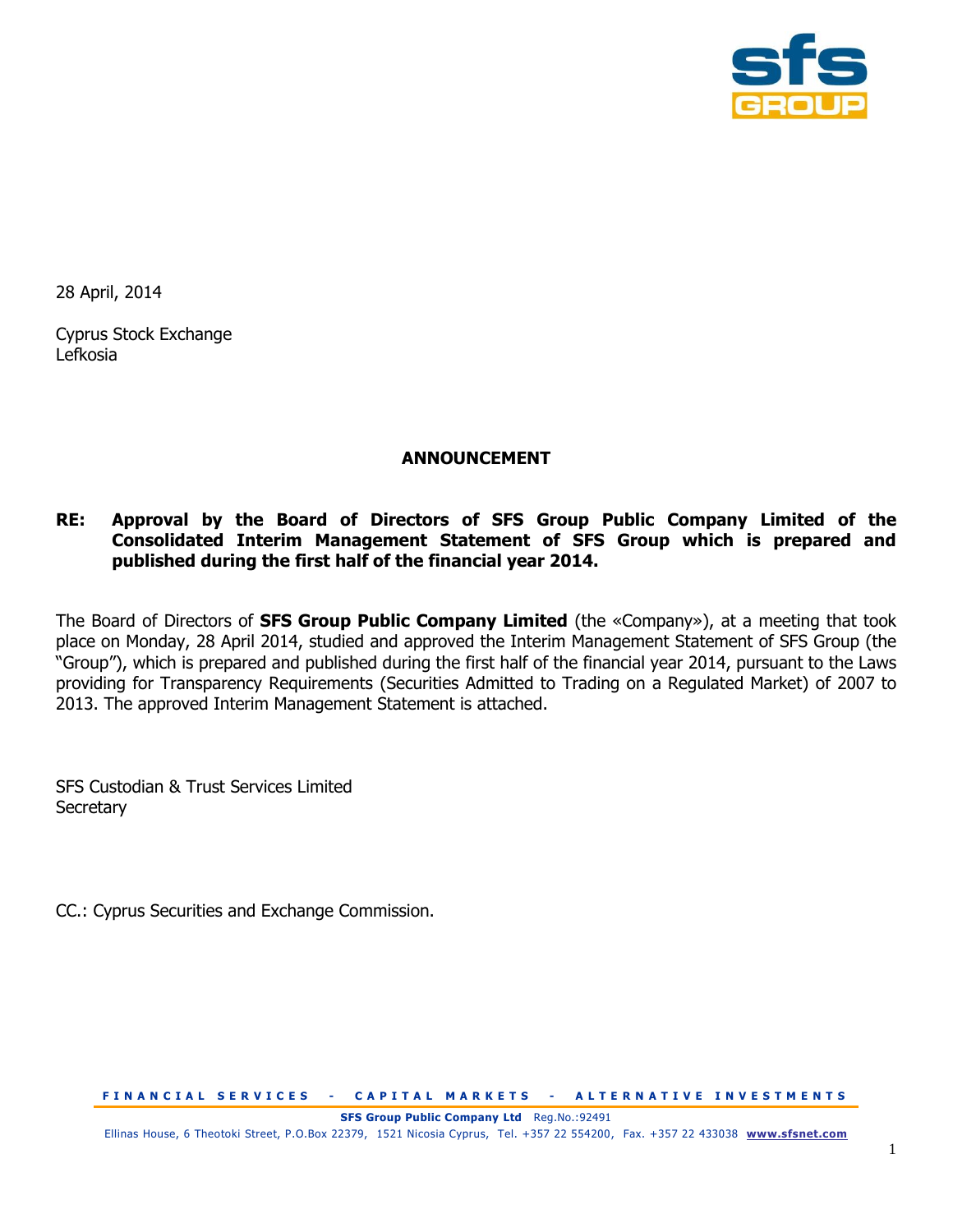28 April, 2014

Cyprus Stock Exchange
Lefkosia

**ANNOUNCEMENT**

**RE: Approval by the Board of Directors of SFS Group Public Company Limited of the Consolidated Interim Management Statement of SFS Group which is prepared and published during the first half of the financial year 2014.**

The Board of Directors of **SFS Group Public Company Limited** (the «Company»), at a meeting that took place on Monday, 28 April 2014, studied and approved the Interim Management Statement of SFS Group (the "Group"), which is prepared and published during the first half of the financial year 2014, pursuant to the Laws providing for Transparency Requirements (Securities Admitted to Trading on a Regulated Market) of 2007 to 2013. The approved Interim Management Statement is attached.

SFS Custodian & Trust Services Limited
Secretary

CC.: Cyprus Securities and Exchange Commission.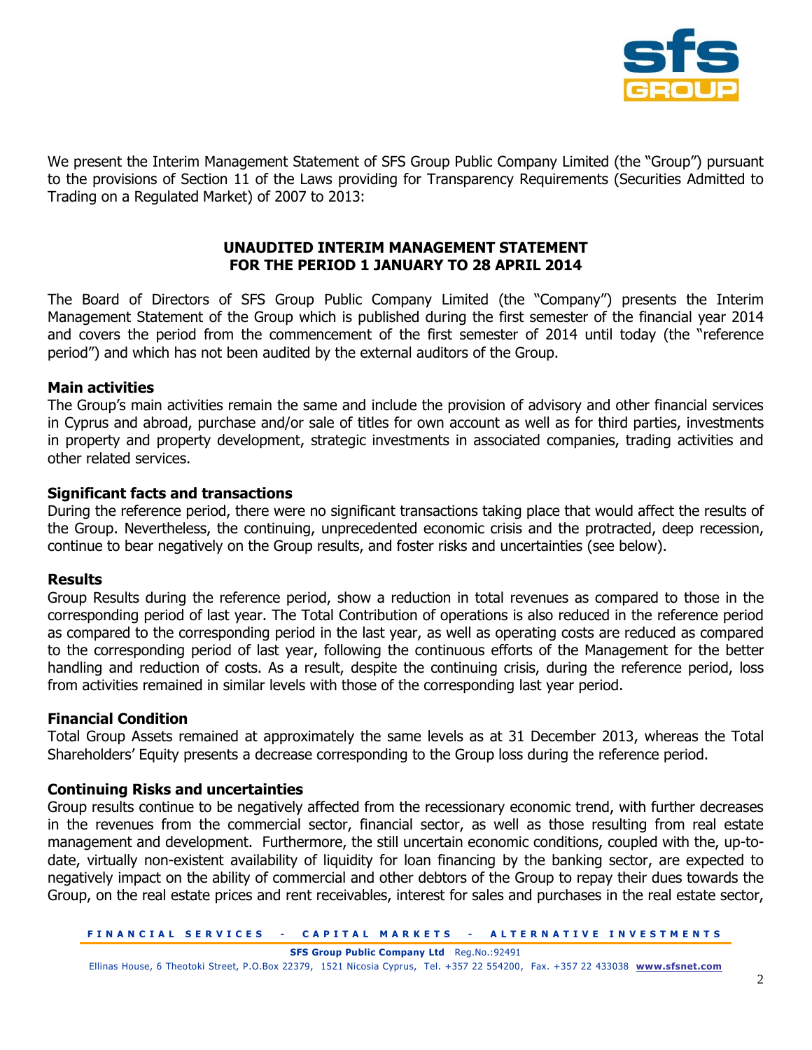We present the Interim Management Statement of SFS Group Public Company Limited (the "Group") pursuant to the provisions of Section 11 of the Laws providing for Transparency Requirements (Securities Admitted to Trading on a Regulated Market) of 2007 to 2013:

## UNAUDITED INTERIM MANAGEMENT STATEMENT
## FOR THE PERIOD 1 JANUARY TO 28 APRIL 2014

The Board of Directors of SFS Group Public Company Limited (the "Company") presents the Interim Management Statement of the Group which is published during the first semester of the financial year 2014 and covers the period from the commencement of the first semester of 2014 until today (the "reference period") and which has not been audited by the external auditors of the Group.

**Main activities**

The Group's main activities remain the same and include the provision of advisory and other financial services in Cyprus and abroad, purchase and/or sale of titles for own account as well as for third parties, investments in property and property development, strategic investments in associated companies, trading activities and other related services.

**Significant facts and transactions**

During the reference period, there were no significant transactions taking place that would affect the results of the Group. Nevertheless, the continuing, unprecedented economic crisis and the protracted, deep recession, continue to bear negatively on the Group results, and foster risks and uncertainties (see below).

**Results**

Group Results during the reference period, show a reduction in total revenues as compared to those in the corresponding period of last year. The Total Contribution of operations is also reduced in the reference period as compared to the corresponding period in the last year, as well as operating costs are reduced as compared to the corresponding period of last year, following the continuous efforts of the Management for the better handling and reduction of costs. As a result, despite the continuing crisis, during the reference period, loss from activities remained in similar levels with those of the corresponding last year period.

**Financial Condition**

Total Group Assets remained at approximately the same levels as at 31 December 2013, whereas the Total Shareholders' Equity presents a decrease corresponding to the Group loss during the reference period.

**Continuing Risks and uncertainties**

Group results continue to be negatively affected from the recessionary economic trend, with further decreases in the revenues from the commercial sector, financial sector, as well as those resulting from real estate management and development. Furthermore, the still uncertain economic conditions, coupled with the, up-to-date, virtually non-existent availability of liquidity for loan financing by the banking sector, are expected to negatively impact on the ability of commercial and other debtors of the Group to repay their dues towards the Group, on the real estate prices and rent receivables, interest for sales and purchases in the real estate sector,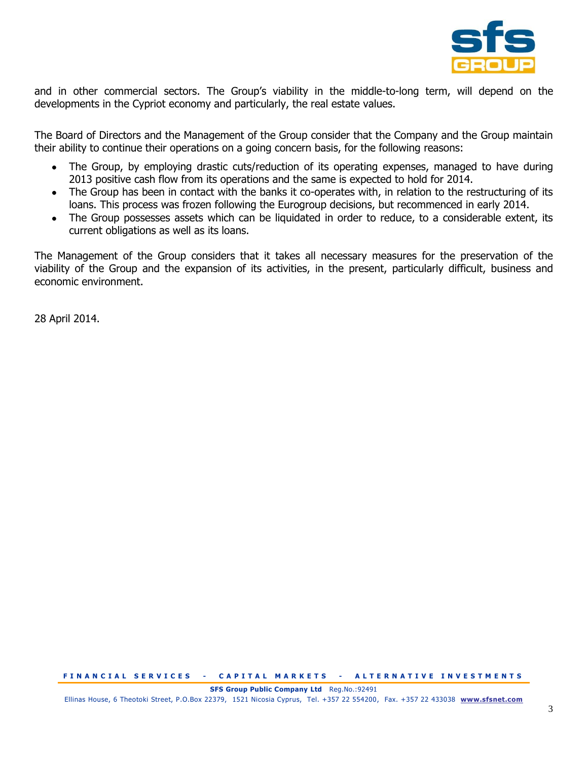and in other commercial sectors. The Group's viability in the middle-to-long term, will depend on the developments in the Cypriot economy and particularly, the real estate values.

The Board of Directors and the Management of the Group consider that the Company and the Group maintain their ability to continue their operations on a going concern basis, for the following reasons:

- The Group, by employing drastic cuts/reduction of its operating expenses, managed to have during 2013 positive cash flow from its operations and the same is expected to hold for 2014.
- The Group has been in contact with the banks it co-operates with, in relation to the restructuring of its loans. This process was frozen following the Eurogroup decisions, but recommenced in early 2014.
- The Group possesses assets which can be liquidated in order to reduce, to a considerable extent, its current obligations as well as its loans.

The Management of the Group considers that it takes all necessary measures for the preservation of the viability of the Group and the expansion of its activities, in the present, particularly difficult, business and economic environment.

28 April 2014.